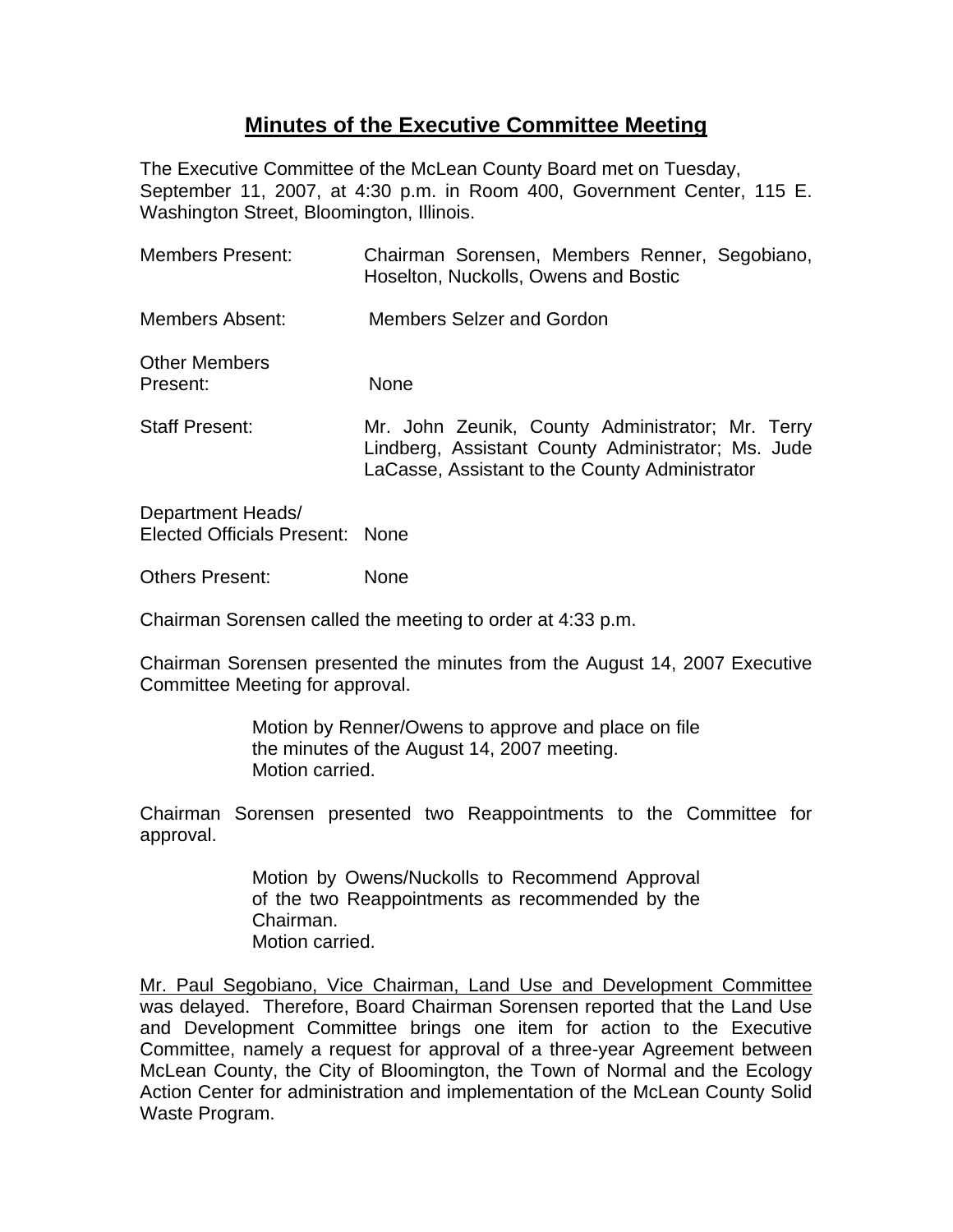# Minutes of the Executive Committee Meeting

The Executive Committee of the McLean County Board met on Tuesday, September 11, 2007, at 4:30 p.m. in Room 400, Government Center, 115 E. Washington Street, Bloomington, Illinois.

| | |
|---|---|
| Members Present: | Chairman Sorensen, Members Renner, Segobiano, Hoselton, Nuckolls, Owens and Bostic |
| Members Absent: | Members Selzer and Gordon |
| Other Members Present: | None |
| Staff Present: | Mr. John Zeunik, County Administrator; Mr. Terry Lindberg, Assistant County Administrator; Ms. Jude LaCasse, Assistant to the County Administrator |
| Department Heads/ Elected Officials Present: | None |
| Others Present: | None |

Chairman Sorensen called the meeting to order at 4:33 p.m.

Chairman Sorensen presented the minutes from the August 14, 2007 Executive Committee Meeting for approval.

> Motion by Renner/Owens to approve and place on file the minutes of the August 14, 2007 meeting.
> Motion carried.

Chairman Sorensen presented two Reappointments to the Committee for approval.

> Motion by Owens/Nuckolls to Recommend Approval of the two Reappointments as recommended by the Chairman.
> Motion carried.

Mr. Paul Segobiano, Vice Chairman, Land Use and Development Committee was delayed. Therefore, Board Chairman Sorensen reported that the Land Use and Development Committee brings one item for action to the Executive Committee, namely a request for approval of a three-year Agreement between McLean County, the City of Bloomington, the Town of Normal and the Ecology Action Center for administration and implementation of the McLean County Solid Waste Program.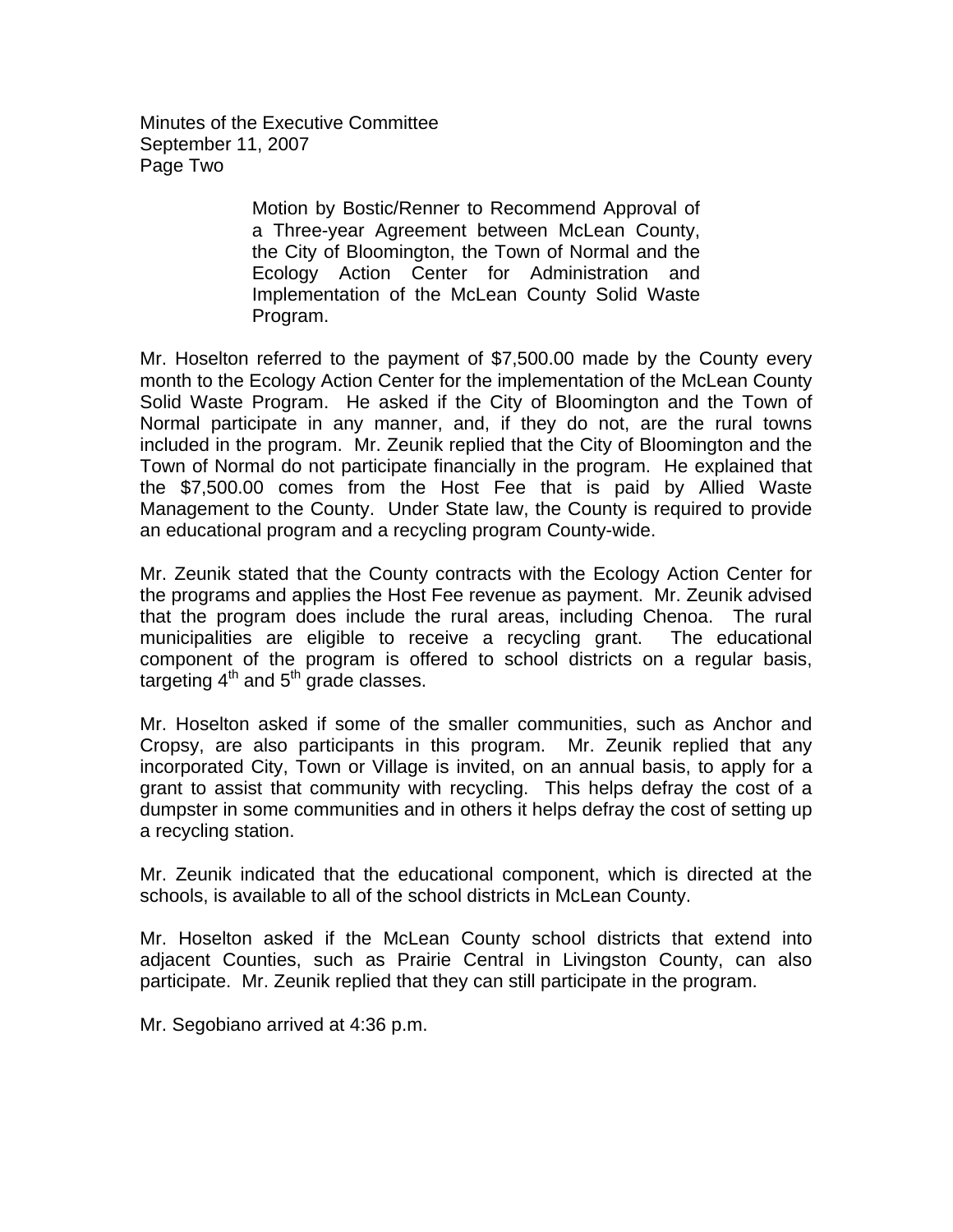Motion by Bostic/Renner to Recommend Approval of a Three-year Agreement between McLean County, the City of Bloomington, the Town of Normal and the Ecology Action Center for Administration and Implementation of the McLean County Solid Waste Program.

Mr. Hoselton referred to the payment of $7,500.00 made by the County every month to the Ecology Action Center for the implementation of the McLean County Solid Waste Program. He asked if the City of Bloomington and the Town of Normal participate in any manner, and, if they do not, are the rural towns included in the program. Mr. Zeunik replied that the City of Bloomington and the Town of Normal do not participate financially in the program. He explained that the $7,500.00 comes from the Host Fee that is paid by Allied Waste Management to the County. Under State law, the County is required to provide an educational program and a recycling program County-wide.

Mr. Zeunik stated that the County contracts with the Ecology Action Center for the programs and applies the Host Fee revenue as payment. Mr. Zeunik advised that the program does include the rural areas, including Chenoa. The rural municipalities are eligible to receive a recycling grant. The educational component of the program is offered to school districts on a regular basis, targeting 4th and 5th grade classes.

Mr. Hoselton asked if some of the smaller communities, such as Anchor and Cropsy, are also participants in this program. Mr. Zeunik replied that any incorporated City, Town or Village is invited, on an annual basis, to apply for a grant to assist that community with recycling. This helps defray the cost of a dumpster in some communities and in others it helps defray the cost of setting up a recycling station.

Mr. Zeunik indicated that the educational component, which is directed at the schools, is available to all of the school districts in McLean County.

Mr. Hoselton asked if the McLean County school districts that extend into adjacent Counties, such as Prairie Central in Livingston County, can also participate. Mr. Zeunik replied that they can still participate in the program.

Mr. Segobiano arrived at 4:36 p.m.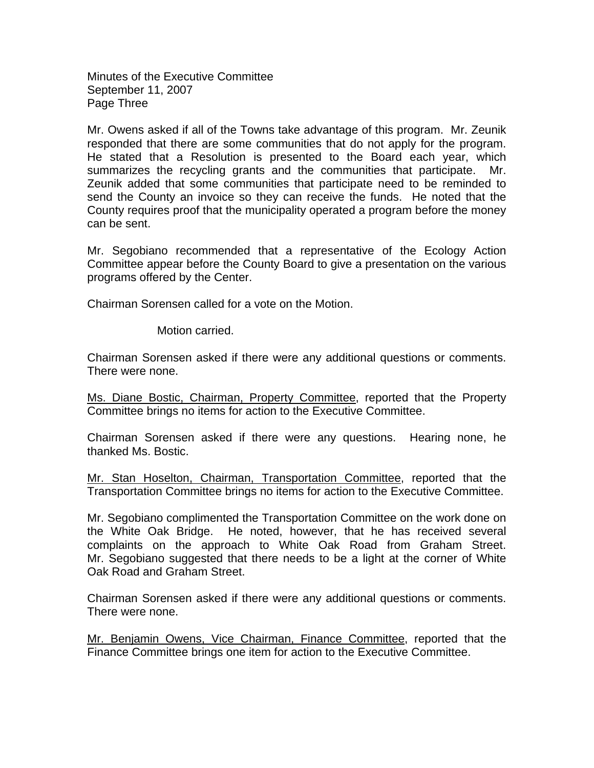Mr. Owens asked if all of the Towns take advantage of this program. Mr. Zeunik responded that there are some communities that do not apply for the program. He stated that a Resolution is presented to the Board each year, which summarizes the recycling grants and the communities that participate. Mr. Zeunik added that some communities that participate need to be reminded to send the County an invoice so they can receive the funds. He noted that the County requires proof that the municipality operated a program before the money can be sent.

Mr. Segobiano recommended that a representative of the Ecology Action Committee appear before the County Board to give a presentation on the various programs offered by the Center.

Chairman Sorensen called for a vote on the Motion.

Motion carried.

Chairman Sorensen asked if there were any additional questions or comments. There were none.

Ms. Diane Bostic, Chairman, Property Committee, reported that the Property Committee brings no items for action to the Executive Committee.

Chairman Sorensen asked if there were any questions. Hearing none, he thanked Ms. Bostic.

Mr. Stan Hoselton, Chairman, Transportation Committee, reported that the Transportation Committee brings no items for action to the Executive Committee.

Mr. Segobiano complimented the Transportation Committee on the work done on the White Oak Bridge. He noted, however, that he has received several complaints on the approach to White Oak Road from Graham Street. Mr. Segobiano suggested that there needs to be a light at the corner of White Oak Road and Graham Street.

Chairman Sorensen asked if there were any additional questions or comments. There were none.

Mr. Benjamin Owens, Vice Chairman, Finance Committee, reported that the Finance Committee brings one item for action to the Executive Committee.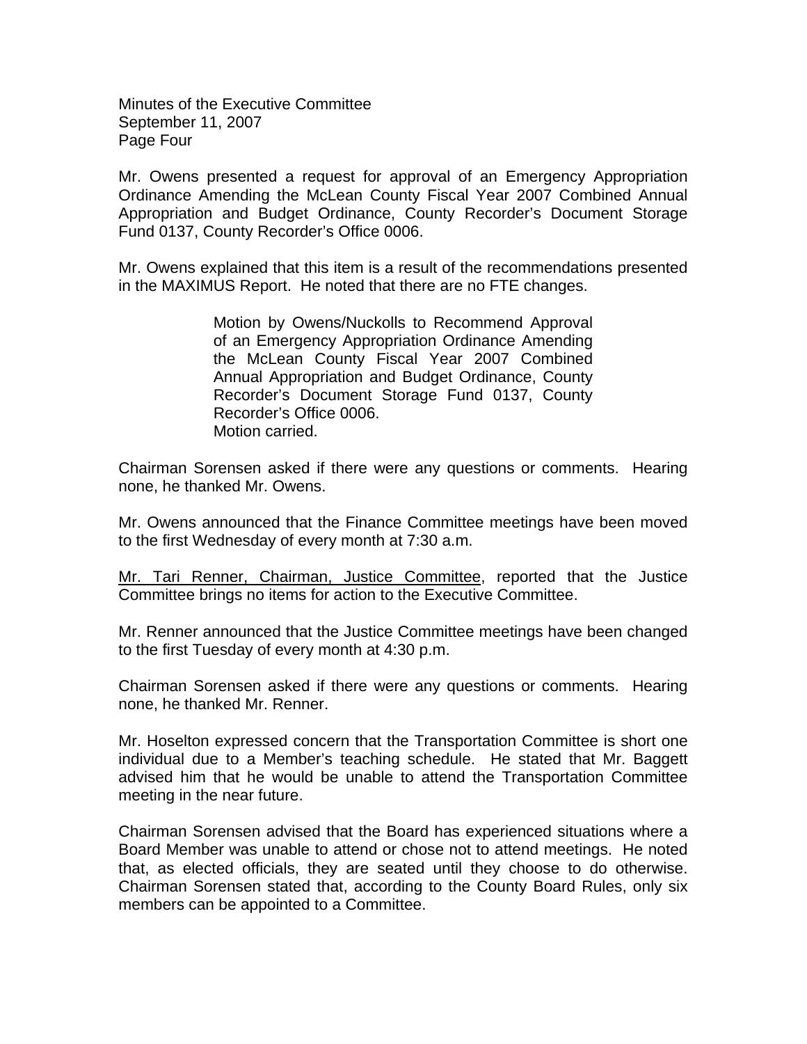Mr. Owens presented a request for approval of an Emergency Appropriation Ordinance Amending the McLean County Fiscal Year 2007 Combined Annual Appropriation and Budget Ordinance, County Recorder's Document Storage Fund 0137, County Recorder's Office 0006.

Mr. Owens explained that this item is a result of the recommendations presented in the MAXIMUS Report. He noted that there are no FTE changes.

> Motion by Owens/Nuckolls to Recommend Approval of an Emergency Appropriation Ordinance Amending the McLean County Fiscal Year 2007 Combined Annual Appropriation and Budget Ordinance, County Recorder's Document Storage Fund 0137, County Recorder's Office 0006.
> Motion carried.

Chairman Sorensen asked if there were any questions or comments. Hearing none, he thanked Mr. Owens.

Mr. Owens announced that the Finance Committee meetings have been moved to the first Wednesday of every month at 7:30 a.m.

<u>Mr. Tari Renner, Chairman, Justice Committee</u>, reported that the Justice Committee brings no items for action to the Executive Committee.

Mr. Renner announced that the Justice Committee meetings have been changed to the first Tuesday of every month at 4:30 p.m.

Chairman Sorensen asked if there were any questions or comments. Hearing none, he thanked Mr. Renner.

Mr. Hoselton expressed concern that the Transportation Committee is short one individual due to a Member's teaching schedule. He stated that Mr. Baggett advised him that he would be unable to attend the Transportation Committee meeting in the near future.

Chairman Sorensen advised that the Board has experienced situations where a Board Member was unable to attend or chose not to attend meetings. He noted that, as elected officials, they are seated until they choose to do otherwise. Chairman Sorensen stated that, according to the County Board Rules, only six members can be appointed to a Committee.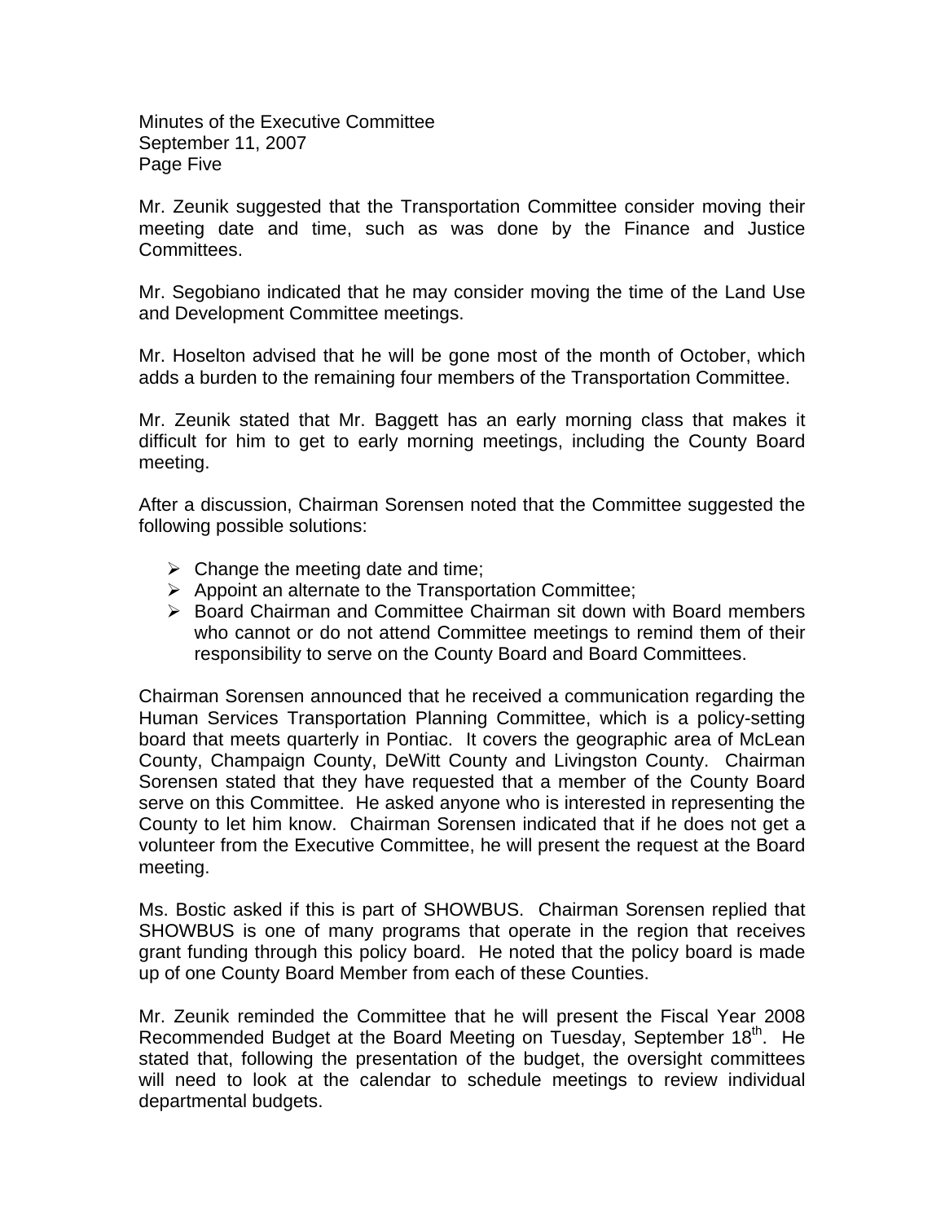Mr. Zeunik suggested that the Transportation Committee consider moving their meeting date and time, such as was done by the Finance and Justice Committees.

Mr. Segobiano indicated that he may consider moving the time of the Land Use and Development Committee meetings.

Mr. Hoselton advised that he will be gone most of the month of October, which adds a burden to the remaining four members of the Transportation Committee.

Mr. Zeunik stated that Mr. Baggett has an early morning class that makes it difficult for him to get to early morning meetings, including the County Board meeting.

After a discussion, Chairman Sorensen noted that the Committee suggested the following possible solutions:

- Change the meeting date and time;
- Appoint an alternate to the Transportation Committee;
- Board Chairman and Committee Chairman sit down with Board members who cannot or do not attend Committee meetings to remind them of their responsibility to serve on the County Board and Board Committees.

Chairman Sorensen announced that he received a communication regarding the Human Services Transportation Planning Committee, which is a policy-setting board that meets quarterly in Pontiac. It covers the geographic area of McLean County, Champaign County, DeWitt County and Livingston County. Chairman Sorensen stated that they have requested that a member of the County Board serve on this Committee. He asked anyone who is interested in representing the County to let him know. Chairman Sorensen indicated that if he does not get a volunteer from the Executive Committee, he will present the request at the Board meeting.

Ms. Bostic asked if this is part of SHOWBUS. Chairman Sorensen replied that SHOWBUS is one of many programs that operate in the region that receives grant funding through this policy board. He noted that the policy board is made up of one County Board Member from each of these Counties.

Mr. Zeunik reminded the Committee that he will present the Fiscal Year 2008 Recommended Budget at the Board Meeting on Tuesday, September 18th. He stated that, following the presentation of the budget, the oversight committees will need to look at the calendar to schedule meetings to review individual departmental budgets.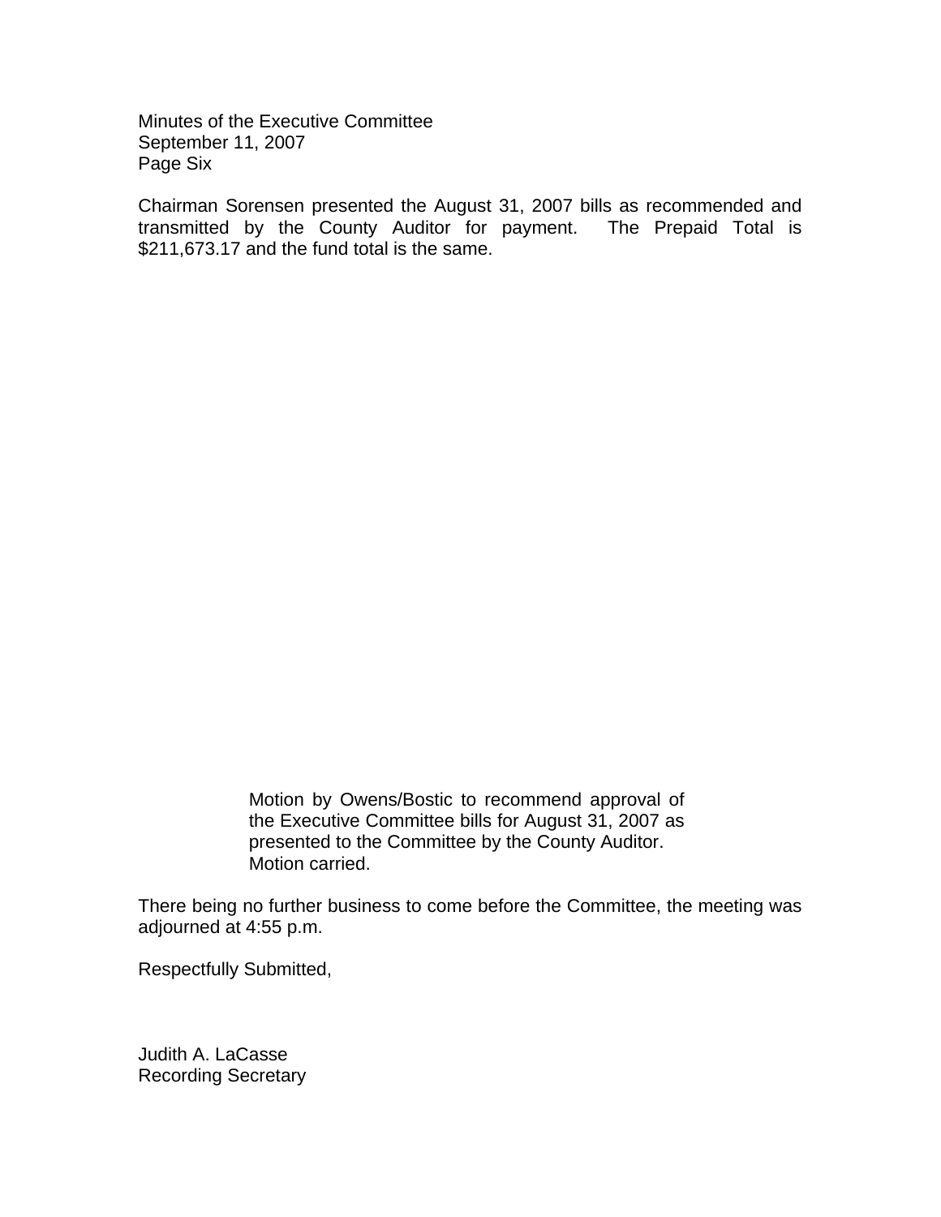Chairman Sorensen presented the August 31, 2007 bills as recommended and transmitted by the County Auditor for payment. The Prepaid Total is $211,673.17 and the fund total is the same.

> Motion by Owens/Bostic to recommend approval of the Executive Committee bills for August 31, 2007 as presented to the Committee by the County Auditor. Motion carried.

There being no further business to come before the Committee, the meeting was adjourned at 4:55 p.m.

Respectfully Submitted,

Judith A. LaCasse
Recording Secretary